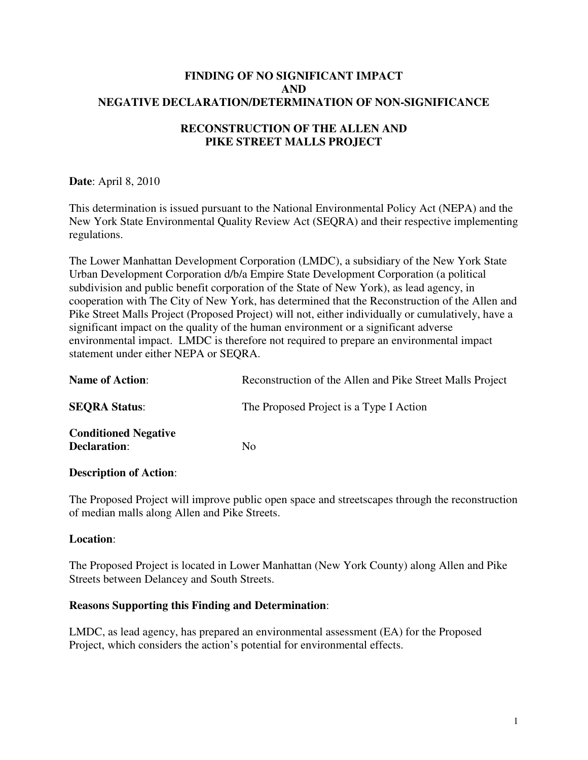# FINDING OF NO SIGNIFICANT IMPACT AND NEGATIVE DECLARATION/DETERMINATION OF NON-SIGNIFICANCE

## RECONSTRUCTION OF THE ALLEN AND PIKE STREET MALLS PROJECT

**Date**: April 8, 2010

This determination is issued pursuant to the National Environmental Policy Act (NEPA) and the New York State Environmental Quality Review Act (SEQRA) and their respective implementing regulations.

The Lower Manhattan Development Corporation (LMDC), a subsidiary of the New York State Urban Development Corporation d/b/a Empire State Development Corporation (a political subdivision and public benefit corporation of the State of New York), as lead agency, in cooperation with The City of New York, has determined that the Reconstruction of the Allen and Pike Street Malls Project (Proposed Project) will not, either individually or cumulatively, have a significant impact on the quality of the human environment or a significant adverse environmental impact. LMDC is therefore not required to prepare an environmental impact statement under either NEPA or SEQRA.

| | |
|---|---|
| **Name of Action**: | Reconstruction of the Allen and Pike Street Malls Project |
| **SEQRA Status**: | The Proposed Project is a Type I Action |
| **Conditioned Negative Declaration**: | No |

**Description of Action**:

The Proposed Project will improve public open space and streetscapes through the reconstruction of median malls along Allen and Pike Streets.

**Location**:

The Proposed Project is located in Lower Manhattan (New York County) along Allen and Pike Streets between Delancey and South Streets.

**Reasons Supporting this Finding and Determination**:

LMDC, as lead agency, has prepared an environmental assessment (EA) for the Proposed Project, which considers the action's potential for environmental effects.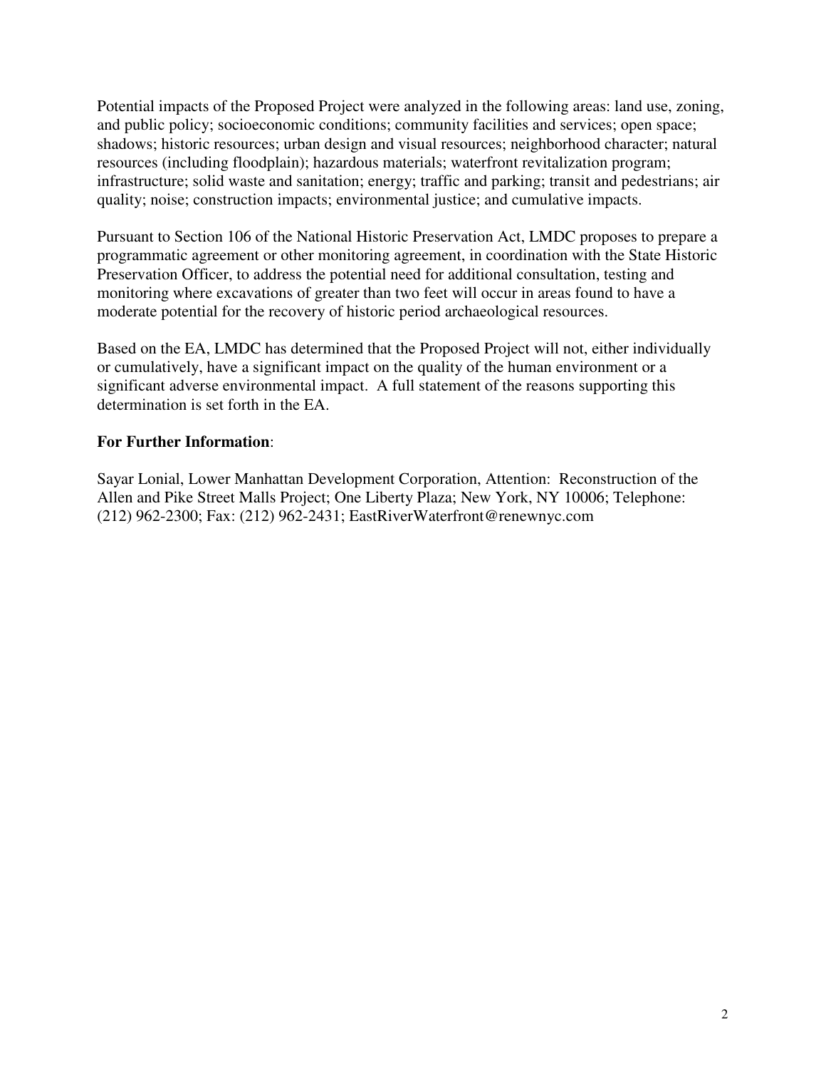Potential impacts of the Proposed Project were analyzed in the following areas: land use, zoning, and public policy; socioeconomic conditions; community facilities and services; open space; shadows; historic resources; urban design and visual resources; neighborhood character; natural resources (including floodplain); hazardous materials; waterfront revitalization program; infrastructure; solid waste and sanitation; energy; traffic and parking; transit and pedestrians; air quality; noise; construction impacts; environmental justice; and cumulative impacts.

Pursuant to Section 106 of the National Historic Preservation Act, LMDC proposes to prepare a programmatic agreement or other monitoring agreement, in coordination with the State Historic Preservation Officer, to address the potential need for additional consultation, testing and monitoring where excavations of greater than two feet will occur in areas found to have a moderate potential for the recovery of historic period archaeological resources.

Based on the EA, LMDC has determined that the Proposed Project will not, either individually or cumulatively, have a significant impact on the quality of the human environment or a significant adverse environmental impact. A full statement of the reasons supporting this determination is set forth in the EA.

**For Further Information**:

Sayar Lonial, Lower Manhattan Development Corporation, Attention: Reconstruction of the Allen and Pike Street Malls Project; One Liberty Plaza; New York, NY 10006; Telephone: (212) 962-2300; Fax: (212) 962-2431; EastRiverWaterfront@renewnyc.com